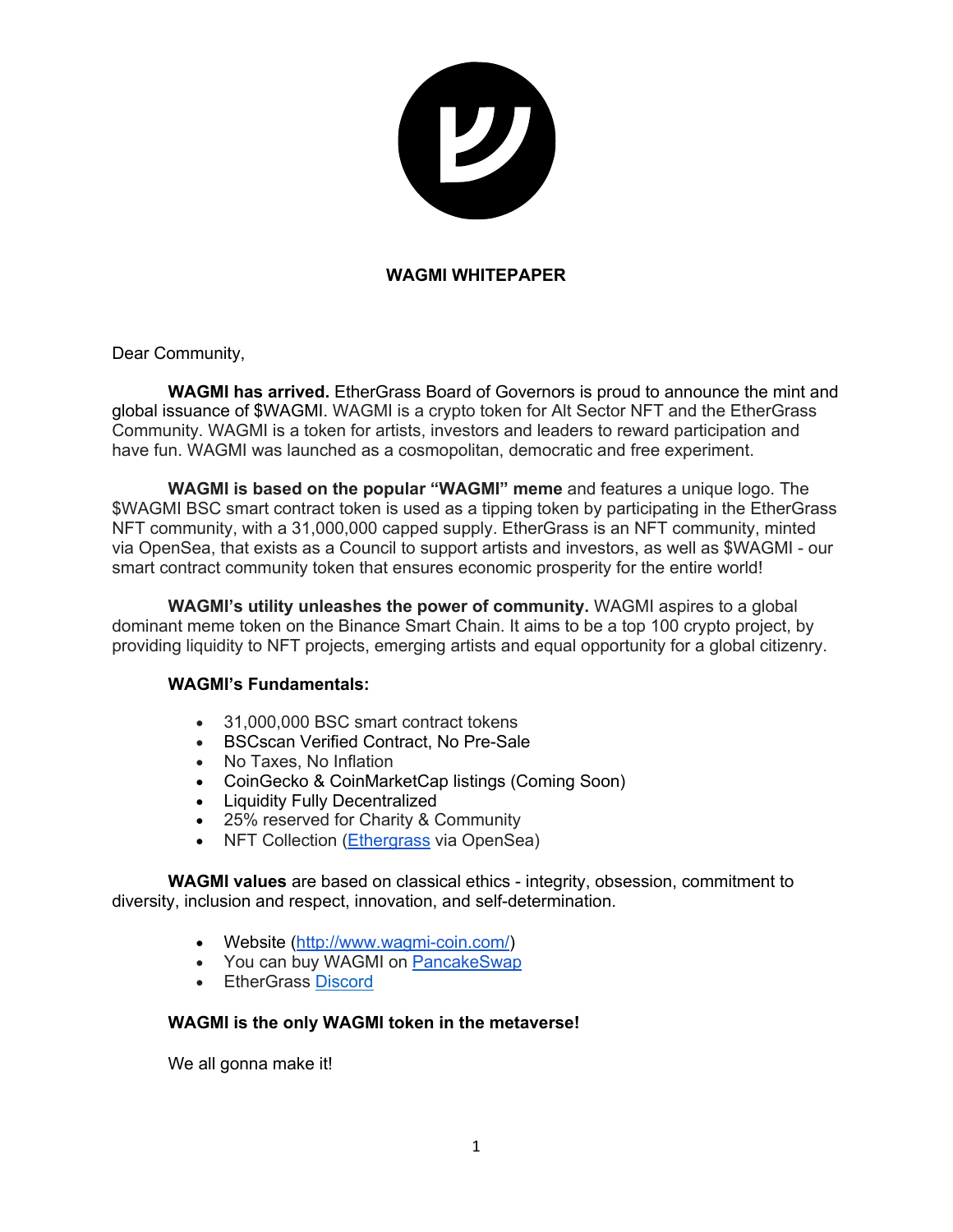# WAGMI WHITEPAPER

Dear Community,

**WAGMI has arrived.** EtherGrass Board of Governors is proud to announce the mint and global issuance of $WAGMI. WAGMI is a crypto token for Alt Sector NFT and the EtherGrass Community. WAGMI is a token for artists, investors and leaders to reward participation and have fun. WAGMI was launched as a cosmopolitan, democratic and free experiment.

**WAGMI is based on the popular "WAGMI" meme** and features a unique logo. The $WAGMI BSC smart contract token is used as a tipping token by participating in the EtherGrass NFT community, with a 31,000,000 capped supply. EtherGrass is an NFT community, minted via OpenSea, that exists as a Council to support artists and investors, as well as $WAGMI - our smart contract community token that ensures economic prosperity for the entire world!

**WAGMI's utility unleashes the power of community.** WAGMI aspires to a global dominant meme token on the Binance Smart Chain. It aims to be a top 100 crypto project, by providing liquidity to NFT projects, emerging artists and equal opportunity for a global citizenry.

**WAGMI's Fundamentals:**

- 31,000,000 BSC smart contract tokens
- BSCscan Verified Contract, No Pre-Sale
- No Taxes, No Inflation
- CoinGecko & CoinMarketCap listings (Coming Soon)
- Liquidity Fully Decentralized
- 25% reserved for Charity & Community
- NFT Collection (Ethergrass via OpenSea)

**WAGMI values** are based on classical ethics - integrity, obsession, commitment to diversity, inclusion and respect, innovation, and self-determination.

- Website (http://www.wagmi-coin.com/)
- You can buy WAGMI on PancakeSwap
- EtherGrass Discord

**WAGMI is the only WAGMI token in the metaverse!**

We all gonna make it!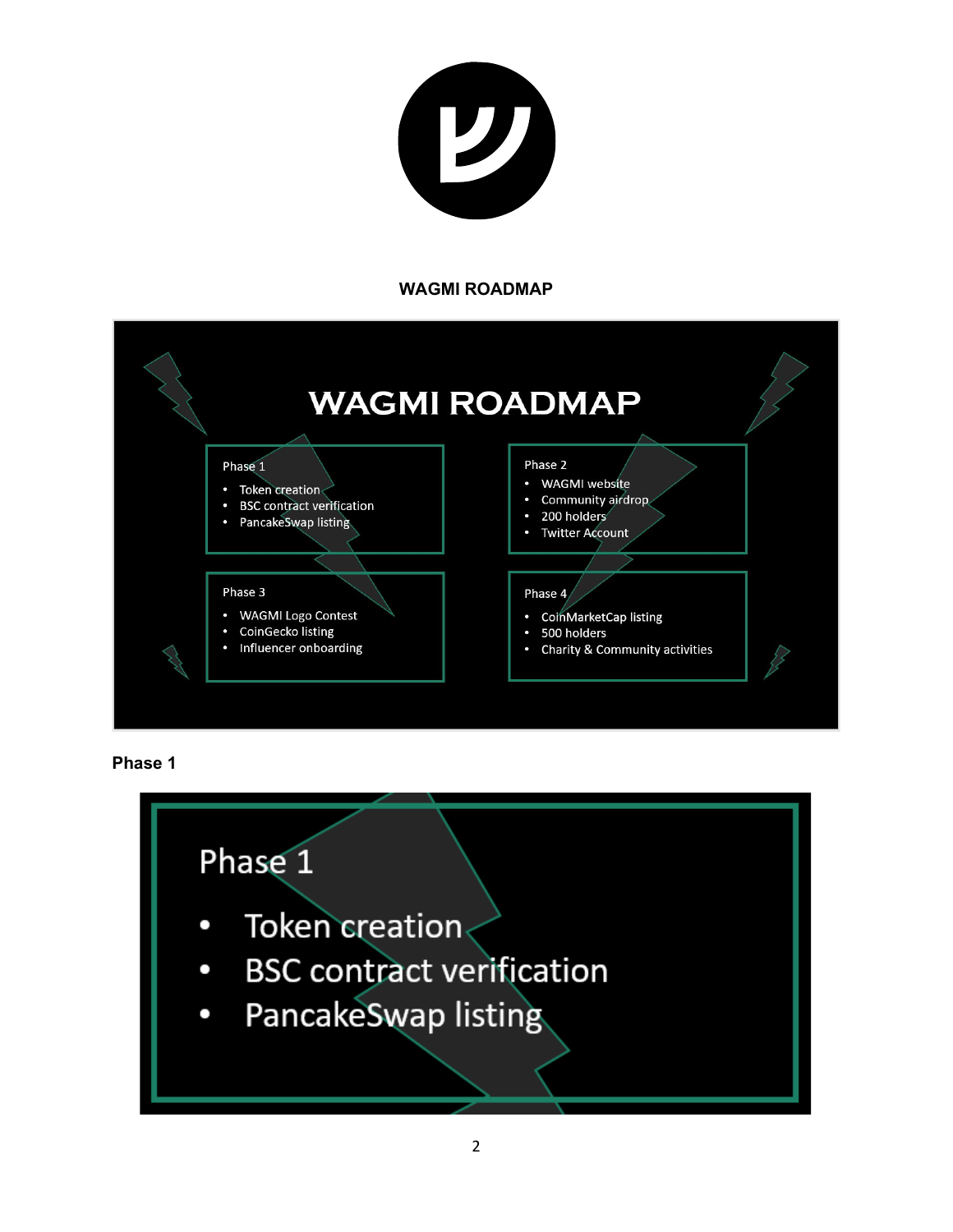**WAGMI ROADMAP**

# WAGMI ROADMAP

**Phase 1**
- Token creation
- BSC contract verification
- PancakeSwap listing

**Phase 2**
- WAGMI website
- Community airdrop
- 200 holders
- Twitter Account

**Phase 3**
- WAGMI Logo Contest
- CoinGecko listing
- Influencer onboarding

**Phase 4**
- CoinMarketCap listing
- 500 holders
- Charity & Community activities

## Phase 1

**Phase 1**
- Token creation
- BSC contract verification
- PancakeSwap listing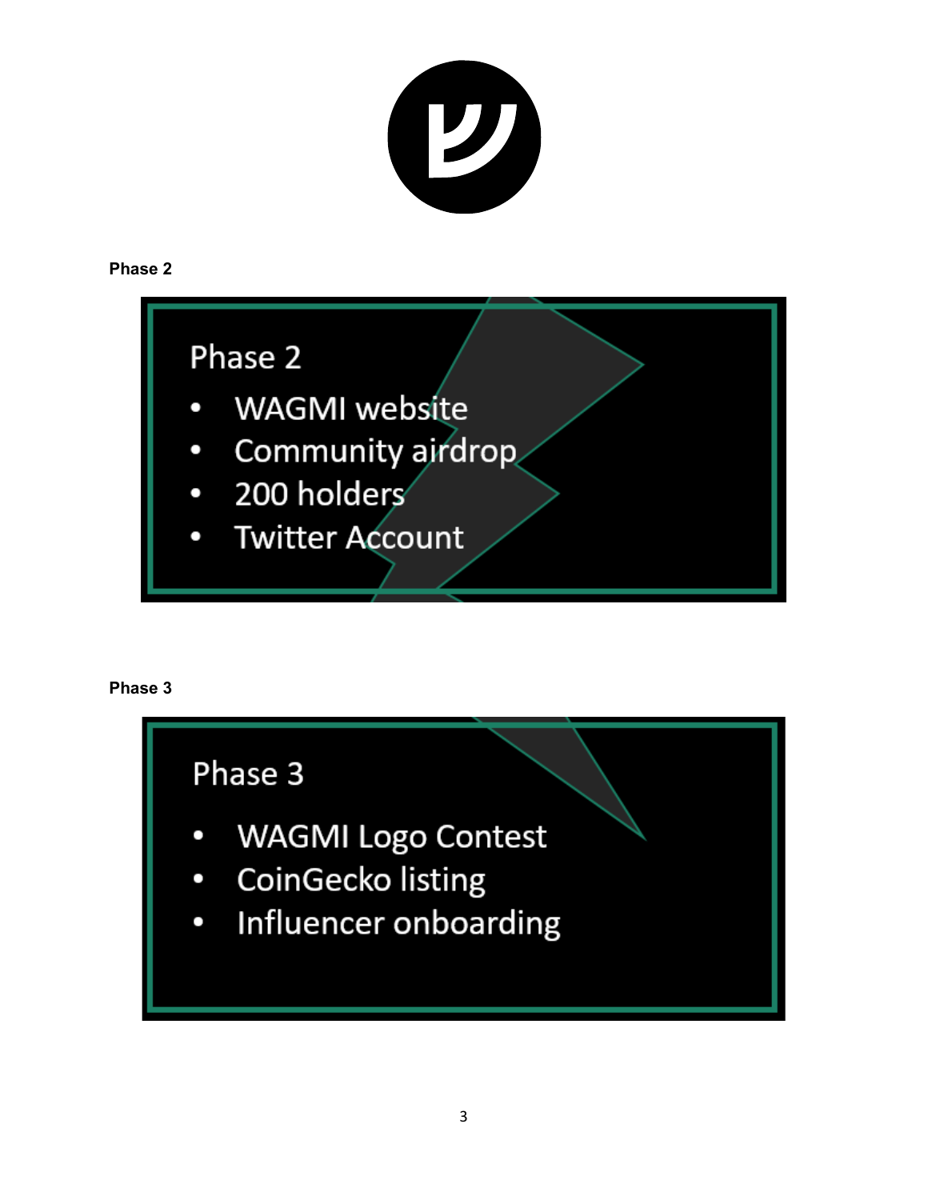**Phase 2**

Phase 2

- WAGMI website
- Community airdrop
- 200 holders
- Twitter Account

**Phase 3**

Phase 3

- WAGMI Logo Contest
- CoinGecko listing
- Influencer onboarding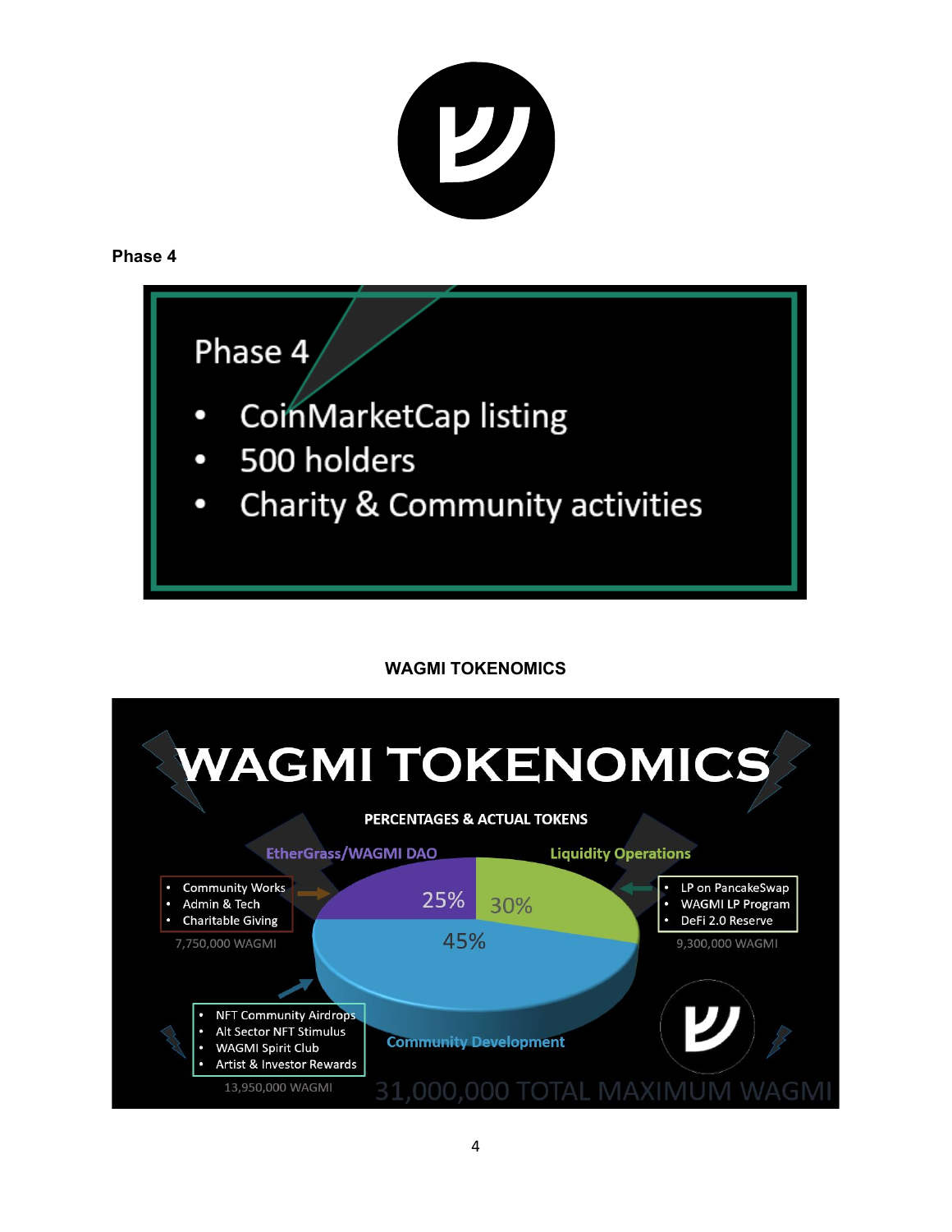**Phase 4**

## Phase 4

- CoinMarketCap listing
- 500 holders
- Charity & Community activities

### WAGMI TOKENOMICS

# WAGMI TOKENOMICS

**PERCENTAGES & ACTUAL TOKENS**

**EtherGrass/WAGMI DAO** — 25%

- Community Works
- Admin & Tech
- Charitable Giving

7,750,000 WAGMI

**Liquidity Operations** — 30%

- LP on PancakeSwap
- WAGMI LP Program
- DeFi 2.0 Reserve

9,300,000 WAGMI

**Community Development** — 45%

- NFT Community Airdrops
- Alt Sector NFT Stimulus
- WAGMI Spirit Club
- Artist & Investor Rewards

13,950,000 WAGMI

31,000,000 TOTAL MAXIMUM WAGMI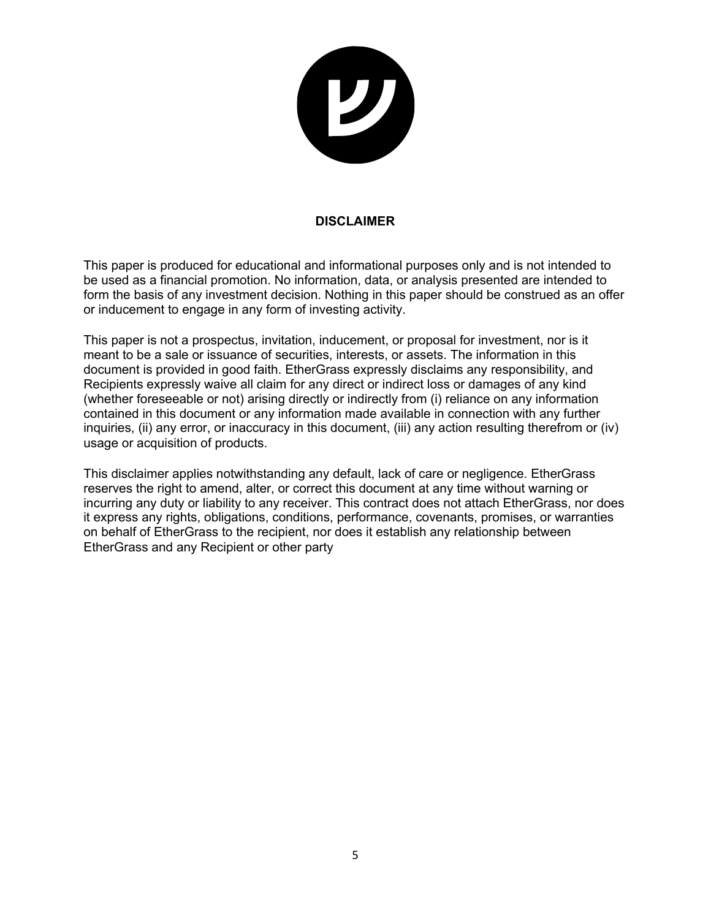# DISCLAIMER

This paper is produced for educational and informational purposes only and is not intended to be used as a financial promotion. No information, data, or analysis presented are intended to form the basis of any investment decision. Nothing in this paper should be construed as an offer or inducement to engage in any form of investing activity.

This paper is not a prospectus, invitation, inducement, or proposal for investment, nor is it meant to be a sale or issuance of securities, interests, or assets. The information in this document is provided in good faith. EtherGrass expressly disclaims any responsibility, and Recipients expressly waive all claim for any direct or indirect loss or damages of any kind (whether foreseeable or not) arising directly or indirectly from (i) reliance on any information contained in this document or any information made available in connection with any further inquiries, (ii) any error, or inaccuracy in this document, (iii) any action resulting therefrom or (iv) usage or acquisition of products.

This disclaimer applies notwithstanding any default, lack of care or negligence. EtherGrass reserves the right to amend, alter, or correct this document at any time without warning or incurring any duty or liability to any receiver. This contract does not attach EtherGrass, nor does it express any rights, obligations, conditions, performance, covenants, promises, or warranties on behalf of EtherGrass to the recipient, nor does it establish any relationship between EtherGrass and any Recipient or other party